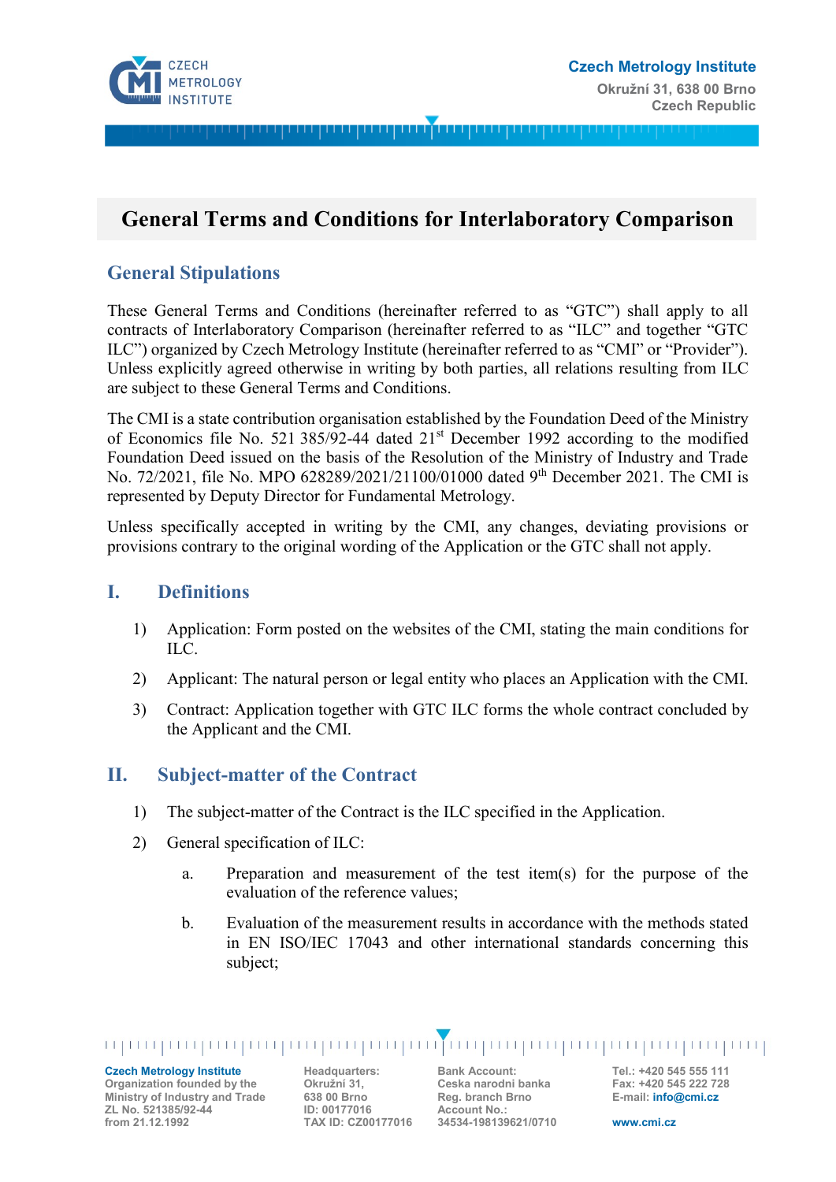# General Terms and Conditions for Interlaboratory Comparison

## General Stipulations

These General Terms and Conditions (hereinafter referred to as "GTC") shall apply to all contracts of Interlaboratory Comparison (hereinafter referred to as "ILC" and together "GTC ILC") organized by Czech Metrology Institute (hereinafter referred to as "CMI" or "Provider"). Unless explicitly agreed otherwise in writing by both parties, all relations resulting from ILC are subject to these General Terms and Conditions.

The CMI is a state contribution organisation established by the Foundation Deed of the Ministry of Economics file No. 521 385/92-44 dated 21st December 1992 according to the modified Foundation Deed issued on the basis of the Resolution of the Ministry of Industry and Trade No. 72/2021, file No. MPO 628289/2021/21100/01000 dated 9th December 2021. The CMI is represented by Deputy Director for Fundamental Metrology.

Unless specifically accepted in writing by the CMI, any changes, deviating provisions or provisions contrary to the original wording of the Application or the GTC shall not apply.

## I. Definitions

1) Application: Form posted on the websites of the CMI, stating the main conditions for ILC.

2) Applicant: The natural person or legal entity who places an Application with the CMI.

3) Contract: Application together with GTC ILC forms the whole contract concluded by the Applicant and the CMI.

## II. Subject-matter of the Contract

1) The subject-matter of the Contract is the ILC specified in the Application.

2) General specification of ILC:

   a. Preparation and measurement of the test item(s) for the purpose of the evaluation of the reference values;

   b. Evaluation of the measurement results in accordance with the methods stated in EN ISO/IEC 17043 and other international standards concerning this subject;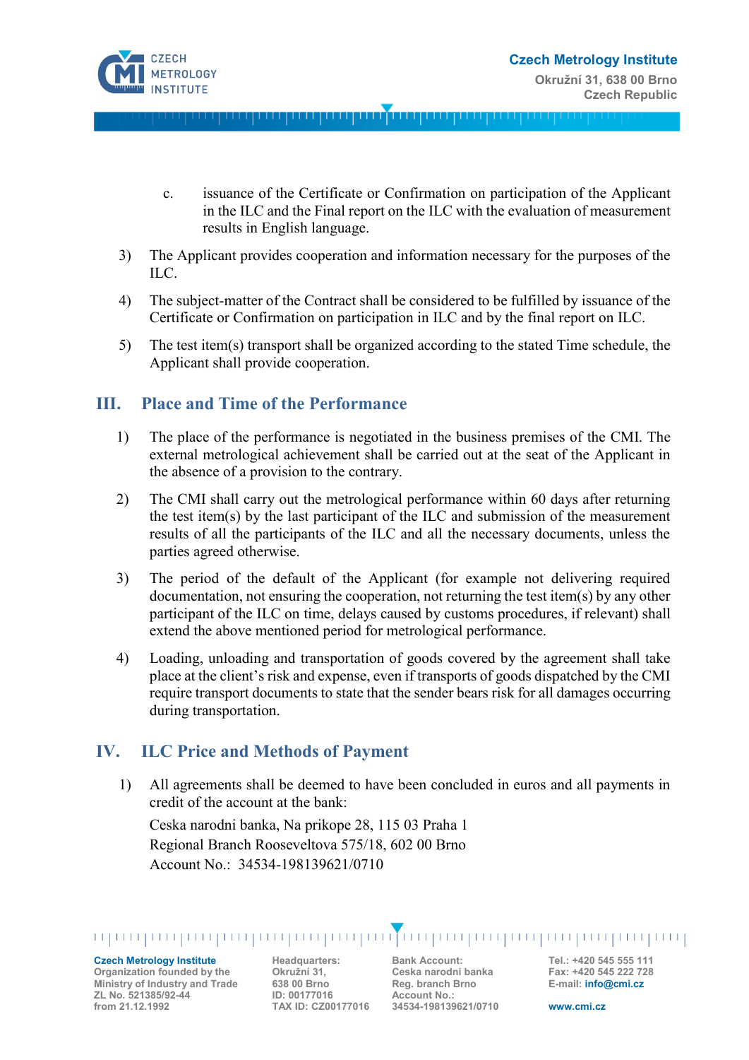c. issuance of the Certificate or Confirmation on participation of the Applicant in the ILC and the Final report on the ILC with the evaluation of measurement results in English language.

3) The Applicant provides cooperation and information necessary for the purposes of the ILC.

4) The subject-matter of the Contract shall be considered to be fulfilled by issuance of the Certificate or Confirmation on participation in ILC and by the final report on ILC.

5) The test item(s) transport shall be organized according to the stated Time schedule, the Applicant shall provide cooperation.

## III. Place and Time of the Performance

1) The place of the performance is negotiated in the business premises of the CMI. The external metrological achievement shall be carried out at the seat of the Applicant in the absence of a provision to the contrary.

2) The CMI shall carry out the metrological performance within 60 days after returning the test item(s) by the last participant of the ILC and submission of the measurement results of all the participants of the ILC and all the necessary documents, unless the parties agreed otherwise.

3) The period of the default of the Applicant (for example not delivering required documentation, not ensuring the cooperation, not returning the test item(s) by any other participant of the ILC on time, delays caused by customs procedures, if relevant) shall extend the above mentioned period for metrological performance.

4) Loading, unloading and transportation of goods covered by the agreement shall take place at the client's risk and expense, even if transports of goods dispatched by the CMI require transport documents to state that the sender bears risk for all damages occurring during transportation.

## IV. ILC Price and Methods of Payment

1) All agreements shall be deemed to have been concluded in euros and all payments in credit of the account at the bank:

   Ceska narodni banka, Na prikope 28, 115 03 Praha 1
   Regional Branch Rooseveltova 575/18, 602 00 Brno
   Account No.: 34534-198139621/0710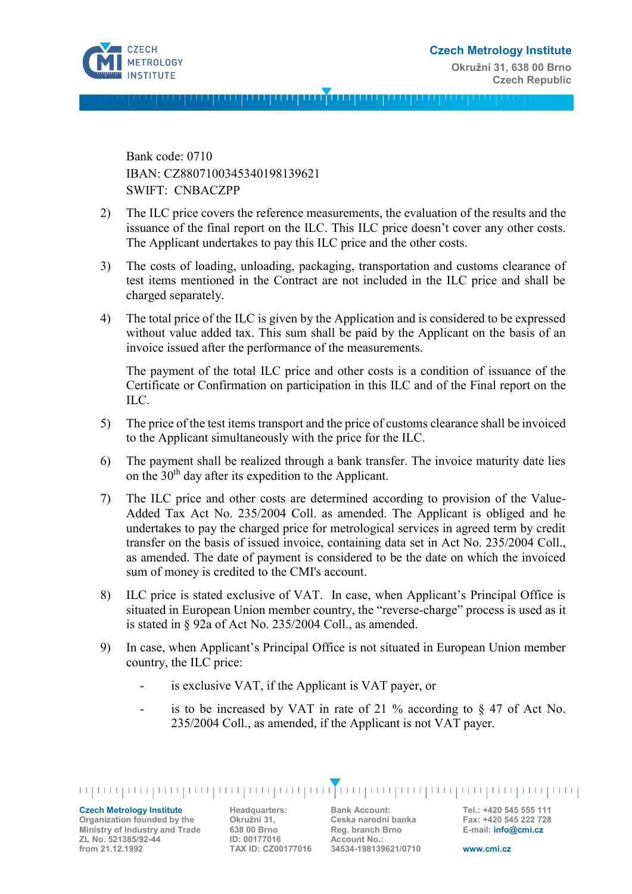Bank code: 0710
IBAN: CZ8807100345340198139621
SWIFT: CNBACZPP

2) The ILC price covers the reference measurements, the evaluation of the results and the issuance of the final report on the ILC. This ILC price doesn't cover any other costs. The Applicant undertakes to pay this ILC price and the other costs.

3) The costs of loading, unloading, packaging, transportation and customs clearance of test items mentioned in the Contract are not included in the ILC price and shall be charged separately.

4) The total price of the ILC is given by the Application and is considered to be expressed without value added tax. This sum shall be paid by the Applicant on the basis of an invoice issued after the performance of the measurements.

   The payment of the total ILC price and other costs is a condition of issuance of the Certificate or Confirmation on participation in this ILC and of the Final report on the ILC.

5) The price of the test items transport and the price of customs clearance shall be invoiced to the Applicant simultaneously with the price for the ILC.

6) The payment shall be realized through a bank transfer. The invoice maturity date lies on the 30th day after its expedition to the Applicant.

7) The ILC price and other costs are determined according to provision of the Value-Added Tax Act No. 235/2004 Coll. as amended. The Applicant is obliged and he undertakes to pay the charged price for metrological services in agreed term by credit transfer on the basis of issued invoice, containing data set in Act No. 235/2004 Coll., as amended. The date of payment is considered to be the date on which the invoiced sum of money is credited to the CMI's account.

8) ILC price is stated exclusive of VAT. In case, when Applicant's Principal Office is situated in European Union member country, the "reverse-charge" process is used as it is stated in § 92a of Act No. 235/2004 Coll., as amended.

9) In case, when Applicant's Principal Office is not situated in European Union member country, the ILC price:

   - is exclusive VAT, if the Applicant is VAT payer, or
   - is to be increased by VAT in rate of 21 % according to § 47 of Act No. 235/2004 Coll., as amended, if the Applicant is not VAT payer.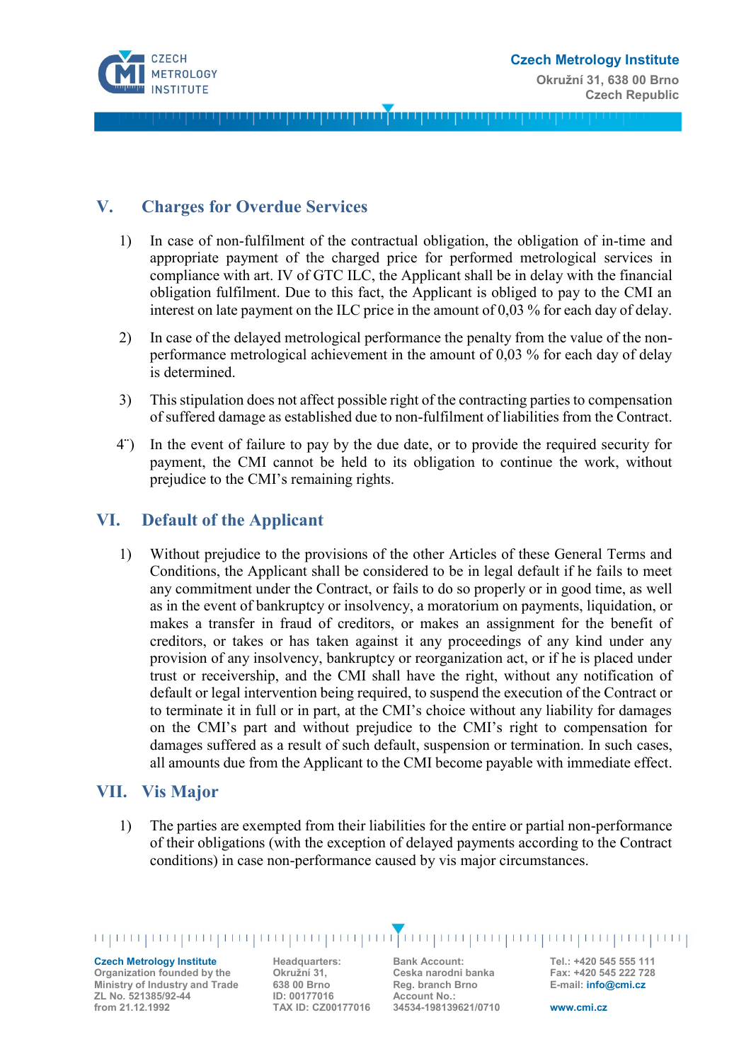## V. Charges for Overdue Services

1) In case of non-fulfilment of the contractual obligation, the obligation of in-time and appropriate payment of the charged price for performed metrological services in compliance with art. IV of GTC ILC, the Applicant shall be in delay with the financial obligation fulfilment. Due to this fact, the Applicant is obliged to pay to the CMI an interest on late payment on the ILC price in the amount of 0,03 % for each day of delay.

2) In case of the delayed metrological performance the penalty from the value of the non-performance metrological achievement in the amount of 0,03 % for each day of delay is determined.

3) This stipulation does not affect possible right of the contracting parties to compensation of suffered damage as established due to non-fulfilment of liabilities from the Contract.

4¨) In the event of failure to pay by the due date, or to provide the required security for payment, the CMI cannot be held to its obligation to continue the work, without prejudice to the CMI's remaining rights.

## VI. Default of the Applicant

1) Without prejudice to the provisions of the other Articles of these General Terms and Conditions, the Applicant shall be considered to be in legal default if he fails to meet any commitment under the Contract, or fails to do so properly or in good time, as well as in the event of bankruptcy or insolvency, a moratorium on payments, liquidation, or makes a transfer in fraud of creditors, or makes an assignment for the benefit of creditors, or takes or has taken against it any proceedings of any kind under any provision of any insolvency, bankruptcy or reorganization act, or if he is placed under trust or receivership, and the CMI shall have the right, without any notification of default or legal intervention being required, to suspend the execution of the Contract or to terminate it in full or in part, at the CMI's choice without any liability for damages on the CMI's part and without prejudice to the CMI's right to compensation for damages suffered as a result of such default, suspension or termination. In such cases, all amounts due from the Applicant to the CMI become payable with immediate effect.

## VII. Vis Major

1) The parties are exempted from their liabilities for the entire or partial non-performance of their obligations (with the exception of delayed payments according to the Contract conditions) in case non-performance caused by vis major circumstances.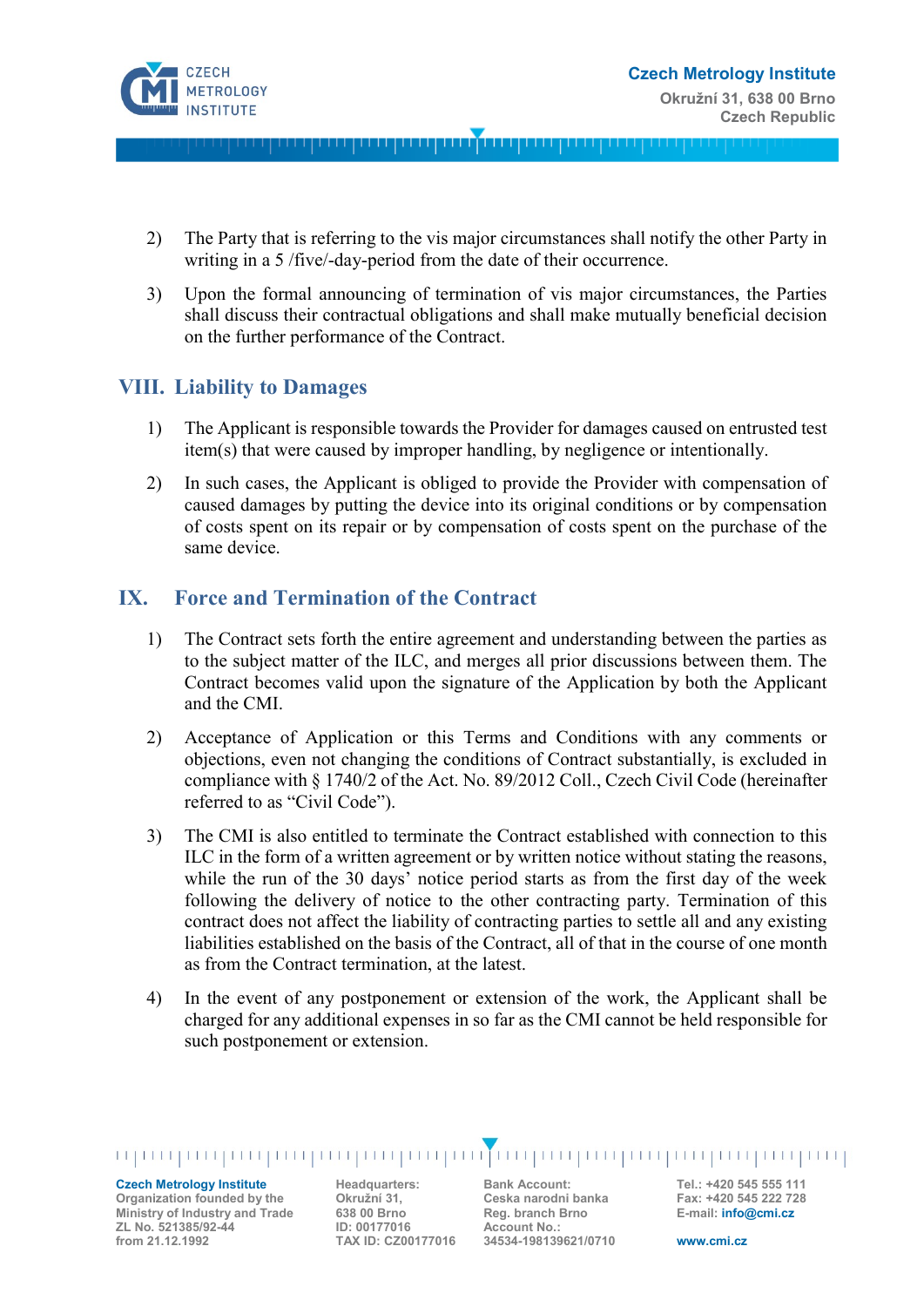2) The Party that is referring to the vis major circumstances shall notify the other Party in writing in a 5 /five/-day-period from the date of their occurrence.

3) Upon the formal announcing of termination of vis major circumstances, the Parties shall discuss their contractual obligations and shall make mutually beneficial decision on the further performance of the Contract.

## VIII. Liability to Damages

1) The Applicant is responsible towards the Provider for damages caused on entrusted test item(s) that were caused by improper handling, by negligence or intentionally.

2) In such cases, the Applicant is obliged to provide the Provider with compensation of caused damages by putting the device into its original conditions or by compensation of costs spent on its repair or by compensation of costs spent on the purchase of the same device.

## IX. Force and Termination of the Contract

1) The Contract sets forth the entire agreement and understanding between the parties as to the subject matter of the ILC, and merges all prior discussions between them. The Contract becomes valid upon the signature of the Application by both the Applicant and the CMI.

2) Acceptance of Application or this Terms and Conditions with any comments or objections, even not changing the conditions of Contract substantially, is excluded in compliance with § 1740/2 of the Act. No. 89/2012 Coll., Czech Civil Code (hereinafter referred to as "Civil Code").

3) The CMI is also entitled to terminate the Contract established with connection to this ILC in the form of a written agreement or by written notice without stating the reasons, while the run of the 30 days' notice period starts as from the first day of the week following the delivery of notice to the other contracting party. Termination of this contract does not affect the liability of contracting parties to settle all and any existing liabilities established on the basis of the Contract, all of that in the course of one month as from the Contract termination, at the latest.

4) In the event of any postponement or extension of the work, the Applicant shall be charged for any additional expenses in so far as the CMI cannot be held responsible for such postponement or extension.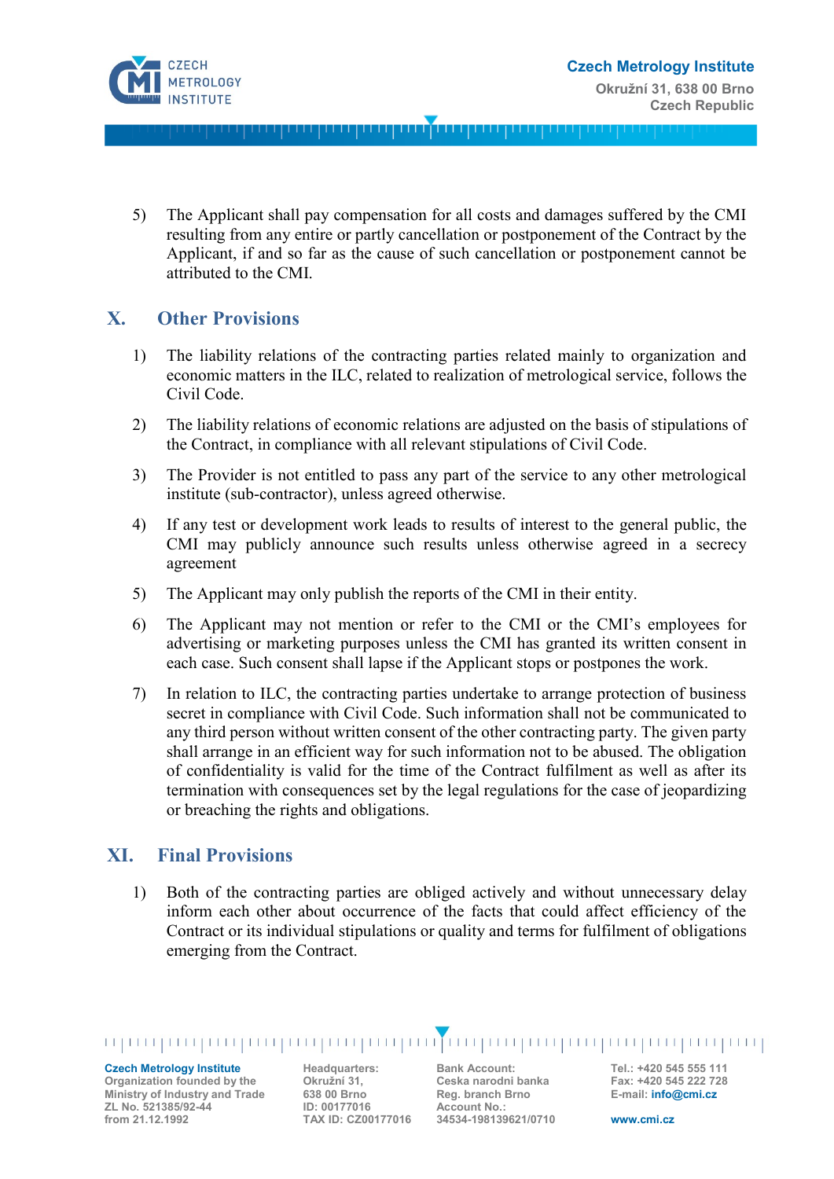5) The Applicant shall pay compensation for all costs and damages suffered by the CMI resulting from any entire or partly cancellation or postponement of the Contract by the Applicant, if and so far as the cause of such cancellation or postponement cannot be attributed to the CMI.

## X. Other Provisions

1) The liability relations of the contracting parties related mainly to organization and economic matters in the ILC, related to realization of metrological service, follows the Civil Code.

2) The liability relations of economic relations are adjusted on the basis of stipulations of the Contract, in compliance with all relevant stipulations of Civil Code.

3) The Provider is not entitled to pass any part of the service to any other metrological institute (sub-contractor), unless agreed otherwise.

4) If any test or development work leads to results of interest to the general public, the CMI may publicly announce such results unless otherwise agreed in a secrecy agreement

5) The Applicant may only publish the reports of the CMI in their entity.

6) The Applicant may not mention or refer to the CMI or the CMI's employees for advertising or marketing purposes unless the CMI has granted its written consent in each case. Such consent shall lapse if the Applicant stops or postpones the work.

7) In relation to ILC, the contracting parties undertake to arrange protection of business secret in compliance with Civil Code. Such information shall not be communicated to any third person without written consent of the other contracting party. The given party shall arrange in an efficient way for such information not to be abused. The obligation of confidentiality is valid for the time of the Contract fulfilment as well as after its termination with consequences set by the legal regulations for the case of jeopardizing or breaching the rights and obligations.

## XI. Final Provisions

1) Both of the contracting parties are obliged actively and without unnecessary delay inform each other about occurrence of the facts that could affect efficiency of the Contract or its individual stipulations or quality and terms for fulfilment of obligations emerging from the Contract.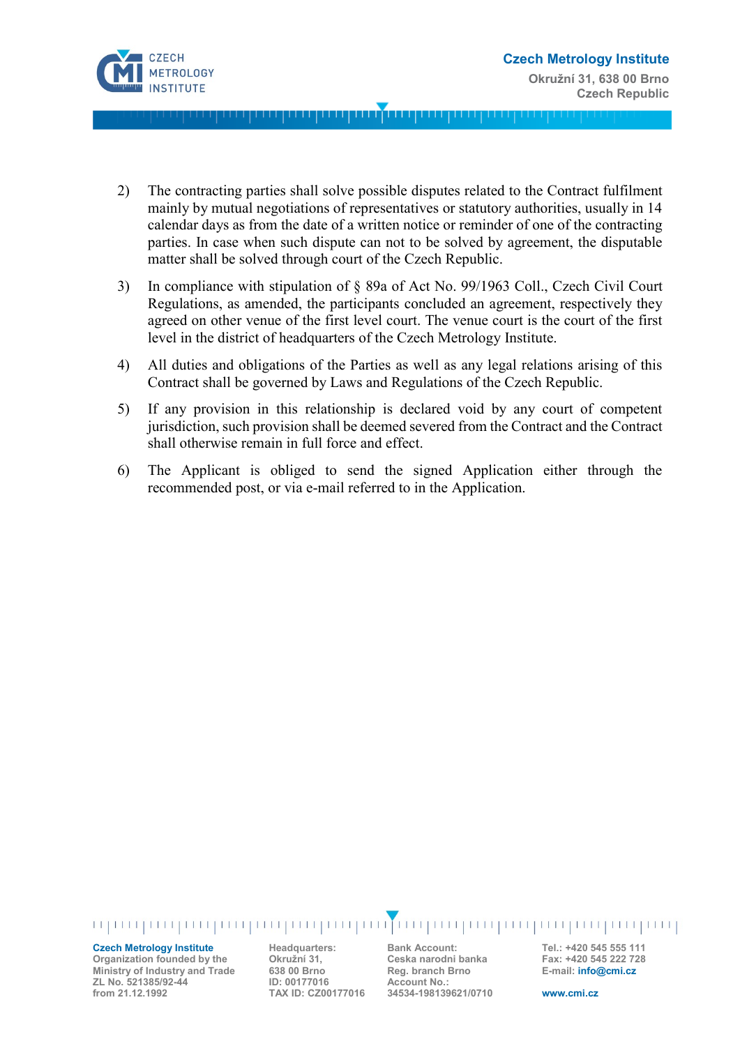2) The contracting parties shall solve possible disputes related to the Contract fulfilment mainly by mutual negotiations of representatives or statutory authorities, usually in 14 calendar days as from the date of a written notice or reminder of one of the contracting parties. In case when such dispute can not to be solved by agreement, the disputable matter shall be solved through court of the Czech Republic.

3) In compliance with stipulation of § 89a of Act No. 99/1963 Coll., Czech Civil Court Regulations, as amended, the participants concluded an agreement, respectively they agreed on other venue of the first level court. The venue court is the court of the first level in the district of headquarters of the Czech Metrology Institute.

4) All duties and obligations of the Parties as well as any legal relations arising of this Contract shall be governed by Laws and Regulations of the Czech Republic.

5) If any provision in this relationship is declared void by any court of competent jurisdiction, such provision shall be deemed severed from the Contract and the Contract shall otherwise remain in full force and effect.

6) The Applicant is obliged to send the signed Application either through the recommended post, or via e-mail referred to in the Application.